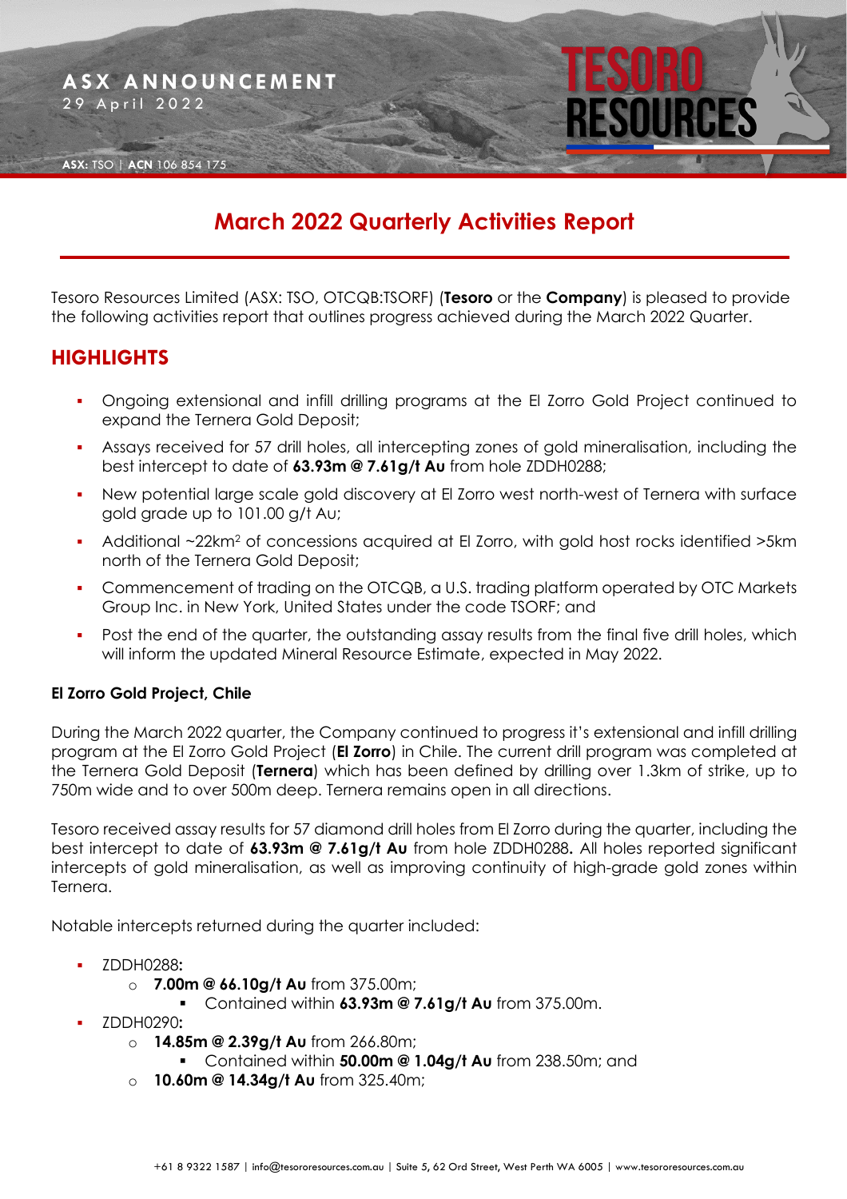ASX ANNOUNCEMENT
29 April 2022

ASX: TSO | ACN 106 854 175

# March 2022 Quarterly Activities Report

Tesoro Resources Limited (ASX: TSO, OTCQB:TSORF) (**Tesoro** or the **Company**) is pleased to provide the following activities report that outlines progress achieved during the March 2022 Quarter.

## HIGHLIGHTS

- Ongoing extensional and infill drilling programs at the El Zorro Gold Project continued to expand the Ternera Gold Deposit;
- Assays received for 57 drill holes, all intercepting zones of gold mineralisation, including the best intercept to date of **63.93m @ 7.61g/t Au** from hole ZDDH0288;
- New potential large scale gold discovery at El Zorro west north-west of Ternera with surface gold grade up to 101.00 g/t Au;
- Additional ~22km$^2$ of concessions acquired at El Zorro, with gold host rocks identified >5km north of the Ternera Gold Deposit;
- Commencement of trading on the OTCQB, a U.S. trading platform operated by OTC Markets Group Inc. in New York, United States under the code TSORF; and
- Post the end of the quarter, the outstanding assay results from the final five drill holes, which will inform the updated Mineral Resource Estimate, expected in May 2022.

### El Zorro Gold Project, Chile

During the March 2022 quarter, the Company continued to progress it's extensional and infill drilling program at the El Zorro Gold Project (**El Zorro**) in Chile. The current drill program was completed at the Ternera Gold Deposit (**Ternera**) which has been defined by drilling over 1.3km of strike, up to 750m wide and to over 500m deep. Ternera remains open in all directions.

Tesoro received assay results for 57 diamond drill holes from El Zorro during the quarter, including the best intercept to date of **63.93m @ 7.61g/t Au** from hole ZDDH0288**.** All holes reported significant intercepts of gold mineralisation, as well as improving continuity of high-grade gold zones within Ternera.

Notable intercepts returned during the quarter included:

- ZDDH0288**:**
  - **7.00m @ 66.10g/t Au** from 375.00m;
    - Contained within **63.93m @ 7.61g/t Au** from 375.00m.
- ZDDH0290**:**
  - **14.85m @ 2.39g/t Au** from 266.80m;
    - Contained within **50.00m @ 1.04g/t Au** from 238.50m; and
  - **10.60m @ 14.34g/t Au** from 325.40m;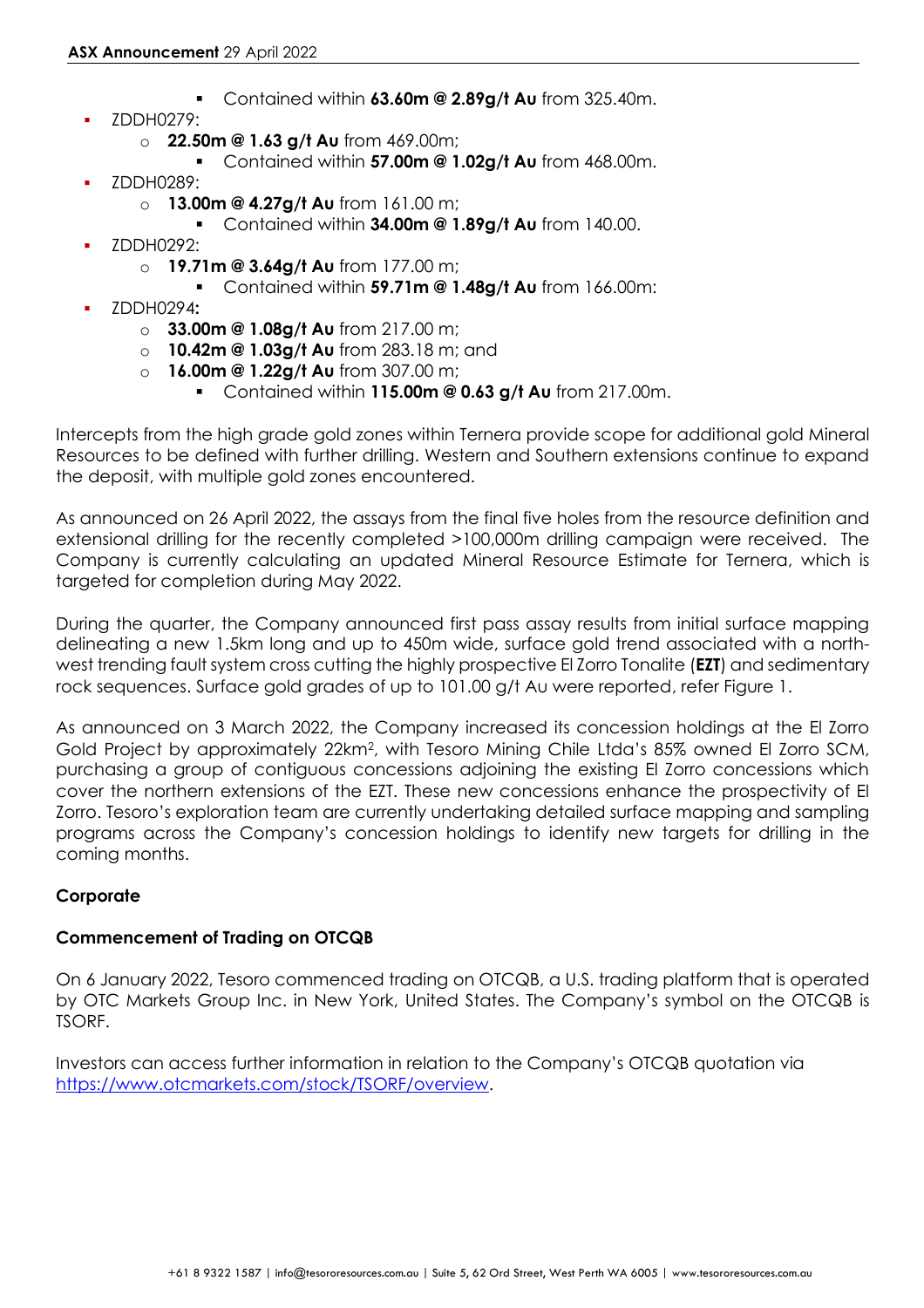- Contained within **63.60m @ 2.89g/t Au** from 325.40m.
- ZDDH0279:
  - **22.50m @ 1.63 g/t Au** from 469.00m;
    - Contained within **57.00m @ 1.02g/t Au** from 468.00m.
- ZDDH0289:
  - **13.00m @ 4.27g/t Au** from 161.00 m;
    - Contained within **34.00m @ 1.89g/t Au** from 140.00.
- ZDDH0292:
  - **19.71m @ 3.64g/t Au** from 177.00 m;
    - Contained within **59.71m @ 1.48g/t Au** from 166.00m:
- ZDDH0294**:**
  - **33.00m @ 1.08g/t Au** from 217.00 m;
  - **10.42m @ 1.03g/t Au** from 283.18 m; and
  - **16.00m @ 1.22g/t Au** from 307.00 m;
    - Contained within **115.00m @ 0.63 g/t Au** from 217.00m.

Intercepts from the high grade gold zones within Ternera provide scope for additional gold Mineral Resources to be defined with further drilling. Western and Southern extensions continue to expand the deposit, with multiple gold zones encountered.

As announced on 26 April 2022, the assays from the final five holes from the resource definition and extensional drilling for the recently completed >100,000m drilling campaign were received. The Company is currently calculating an updated Mineral Resource Estimate for Ternera, which is targeted for completion during May 2022.

During the quarter, the Company announced first pass assay results from initial surface mapping delineating a new 1.5km long and up to 450m wide, surface gold trend associated with a north-west trending fault system cross cutting the highly prospective El Zorro Tonalite (**EZT**) and sedimentary rock sequences. Surface gold grades of up to 101.00 g/t Au were reported, refer Figure 1.

As announced on 3 March 2022, the Company increased its concession holdings at the El Zorro Gold Project by approximately 22km$^2$, with Tesoro Mining Chile Ltda's 85% owned El Zorro SCM, purchasing a group of contiguous concessions adjoining the existing El Zorro concessions which cover the northern extensions of the EZT. These new concessions enhance the prospectivity of El Zorro. Tesoro's exploration team are currently undertaking detailed surface mapping and sampling programs across the Company's concession holdings to identify new targets for drilling in the coming months.

**Corporate**

**Commencement of Trading on OTCQB**

On 6 January 2022, Tesoro commenced trading on OTCQB, a U.S. trading platform that is operated by OTC Markets Group Inc. in New York, United States. The Company's symbol on the OTCQB is TSORF.

Investors can access further information in relation to the Company's OTCQB quotation via https://www.otcmarkets.com/stock/TSORF/overview.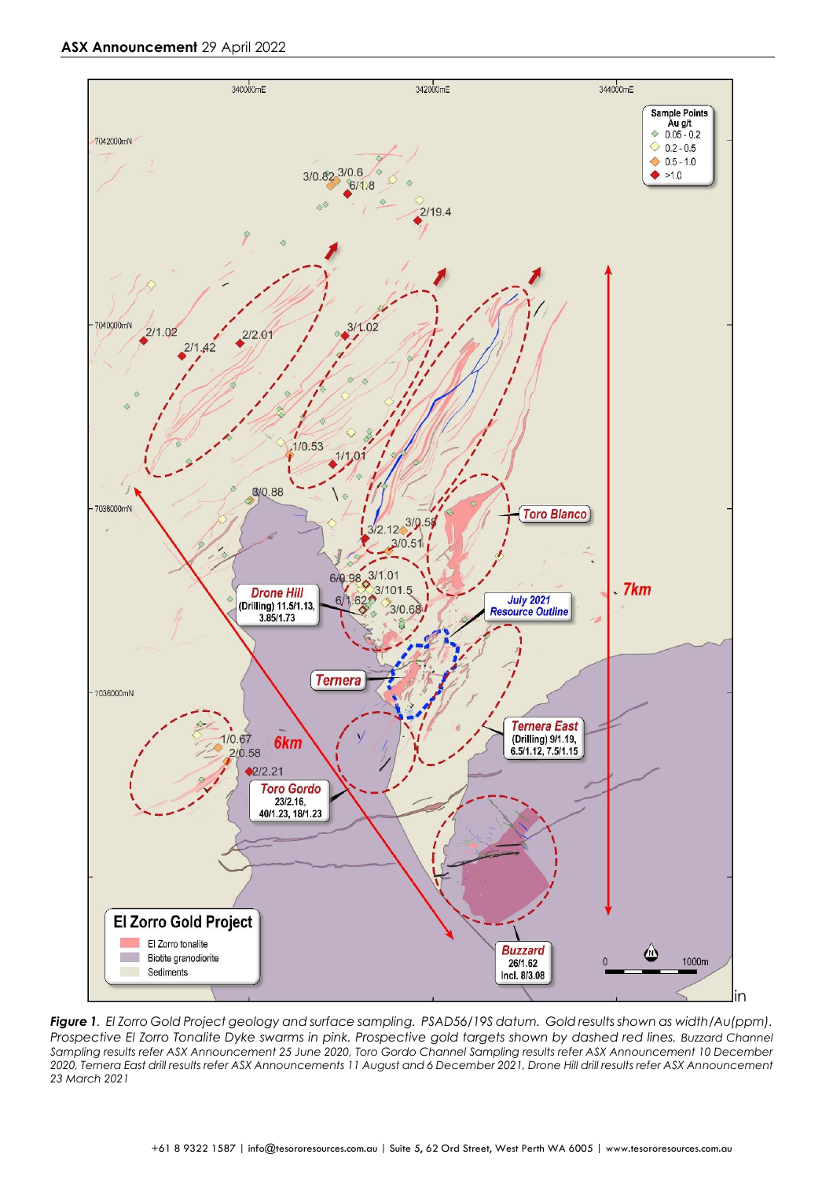***Figure 1**. El Zorro Gold Project geology and surface sampling. PSAD56/19S datum. Gold results shown as width/Au(ppm). Prospective El Zorro Tonalite Dyke swarms in pink. Prospective gold targets shown by dashed red lines. Buzzard Channel Sampling results refer ASX Announcement 25 June 2020, Toro Gordo Channel Sampling results refer ASX Announcement 10 December 2020, Ternera East drill results refer ASX Announcements 11 August and 6 December 2021, Drone Hill drill results refer ASX Announcement 23 March 2021*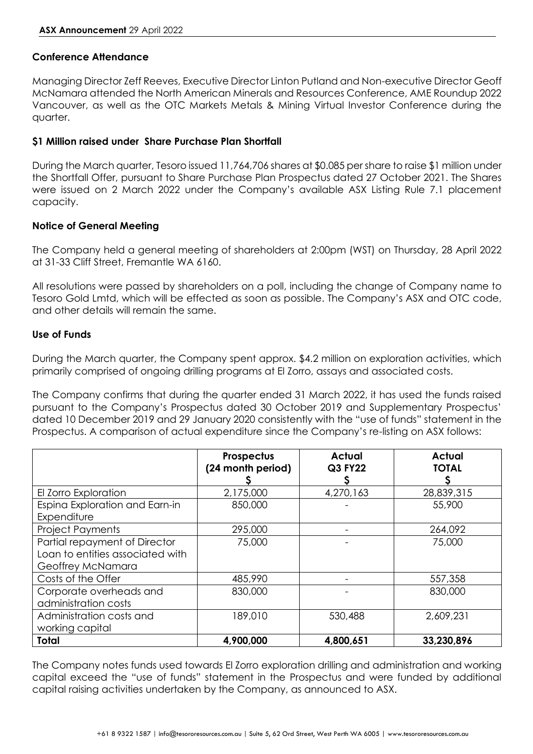### Conference Attendance

Managing Director Zeff Reeves, Executive Director Linton Putland and Non-executive Director Geoff McNamara attended the North American Minerals and Resources Conference, AME Roundup 2022 Vancouver, as well as the OTC Markets Metals & Mining Virtual Investor Conference during the quarter.

### $1 Million raised under Share Purchase Plan Shortfall

During the March quarter, Tesoro issued 11,764,706 shares at $0.085 per share to raise $1 million under the Shortfall Offer, pursuant to Share Purchase Plan Prospectus dated 27 October 2021. The Shares were issued on 2 March 2022 under the Company's available ASX Listing Rule 7.1 placement capacity.

### Notice of General Meeting

The Company held a general meeting of shareholders at 2:00pm (WST) on Thursday, 28 April 2022 at 31-33 Cliff Street, Fremantle WA 6160.

All resolutions were passed by shareholders on a poll, including the change of Company name to Tesoro Gold Lmtd, which will be effected as soon as possible. The Company's ASX and OTC code, and other details will remain the same.

### Use of Funds

During the March quarter, the Company spent approx. $4.2 million on exploration activities, which primarily comprised of ongoing drilling programs at El Zorro, assays and associated costs.

The Company confirms that during the quarter ended 31 March 2022, it has used the funds raised pursuant to the Company's Prospectus dated 30 October 2019 and Supplementary Prospectus' dated 10 December 2019 and 29 January 2020 consistently with the "use of funds" statement in the Prospectus. A comparison of actual expenditure since the Company's re-listing on ASX follows:

| | **Prospectus (24 month period) $** | **Actual Q3 FY22 $** | **Actual TOTAL $** |
|---|---|---|---|
| El Zorro Exploration | 2,175,000 | 4,270,163 | 28,839,315 |
| Espina Exploration and Earn-in Expenditure | 850,000 | - | 55,900 |
| Project Payments | 295,000 | - | 264,092 |
| Partial repayment of Director Loan to entities associated with Geoffrey McNamara | 75,000 | - | 75,000 |
| Costs of the Offer | 485,990 | - | 557,358 |
| Corporate overheads and administration costs | 830,000 | - | 830,000 |
| Administration costs and working capital | 189,010 | 530,488 | 2,609,231 |
| **Total** | **4,900,000** | **4,800,651** | **33,230,896** |

The Company notes funds used towards El Zorro exploration drilling and administration and working capital exceed the "use of funds" statement in the Prospectus and were funded by additional capital raising activities undertaken by the Company, as announced to ASX.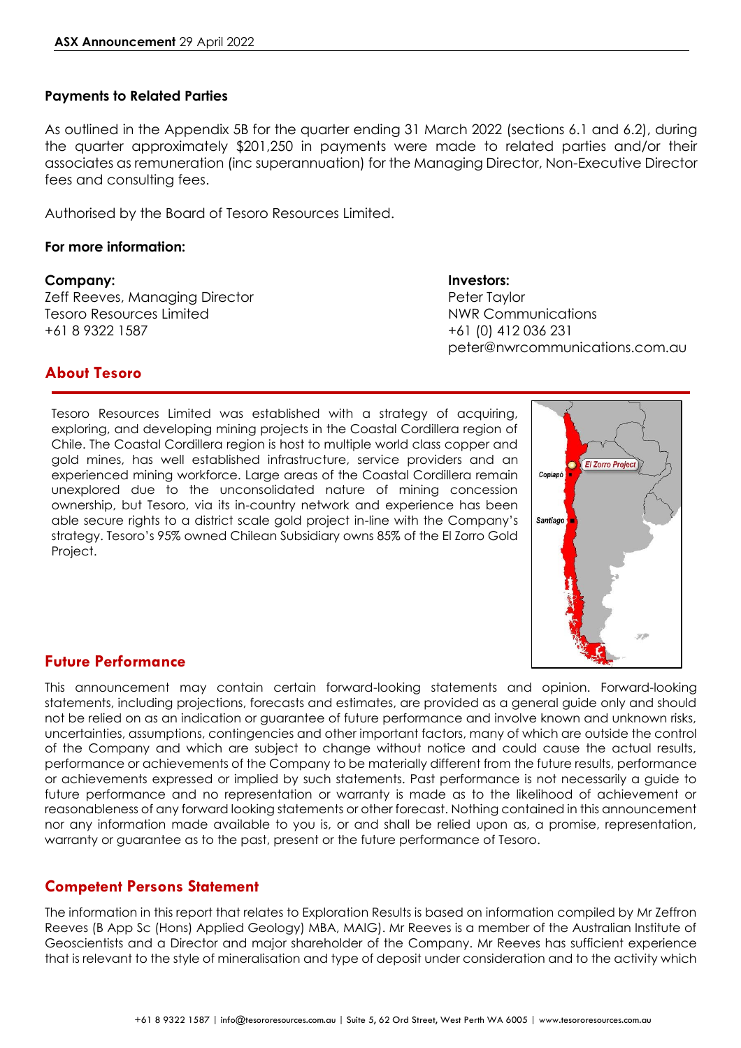### Payments to Related Parties

As outlined in the Appendix 5B for the quarter ending 31 March 2022 (sections 6.1 and 6.2), during the quarter approximately $201,250 in payments were made to related parties and/or their associates as remuneration (inc superannuation) for the Managing Director, Non-Executive Director fees and consulting fees.

Authorised by the Board of Tesoro Resources Limited.

**For more information:**

**Company:**
Zeff Reeves, Managing Director
Tesoro Resources Limited
+61 8 9322 1587

**Investors:**
Peter Taylor
NWR Communications
+61 (0) 412 036 231
peter@nwrcommunications.com.au

## About Tesoro

Tesoro Resources Limited was established with a strategy of acquiring, exploring, and developing mining projects in the Coastal Cordillera region of Chile. The Coastal Cordillera region is host to multiple world class copper and gold mines, has well established infrastructure, service providers and an experienced mining workforce. Large areas of the Coastal Cordillera remain unexplored due to the unconsolidated nature of mining concession ownership, but Tesoro, via its in-country network and experience has been able secure rights to a district scale gold project in-line with the Company's strategy. Tesoro's 95% owned Chilean Subsidiary owns 85% of the El Zorro Gold Project.

## Future Performance

This announcement may contain certain forward-looking statements and opinion. Forward-looking statements, including projections, forecasts and estimates, are provided as a general guide only and should not be relied on as an indication or guarantee of future performance and involve known and unknown risks, uncertainties, assumptions, contingencies and other important factors, many of which are outside the control of the Company and which are subject to change without notice and could cause the actual results, performance or achievements of the Company to be materially different from the future results, performance or achievements expressed or implied by such statements. Past performance is not necessarily a guide to future performance and no representation or warranty is made as to the likelihood of achievement or reasonableness of any forward looking statements or other forecast. Nothing contained in this announcement nor any information made available to you is, or and shall be relied upon as, a promise, representation, warranty or guarantee as to the past, present or the future performance of Tesoro.

## Competent Persons Statement

The information in this report that relates to Exploration Results is based on information compiled by Mr Zeffron Reeves (B App Sc (Hons) Applied Geology) MBA, MAIG). Mr Reeves is a member of the Australian Institute of Geoscientists and a Director and major shareholder of the Company. Mr Reeves has sufficient experience that is relevant to the style of mineralisation and type of deposit under consideration and to the activity which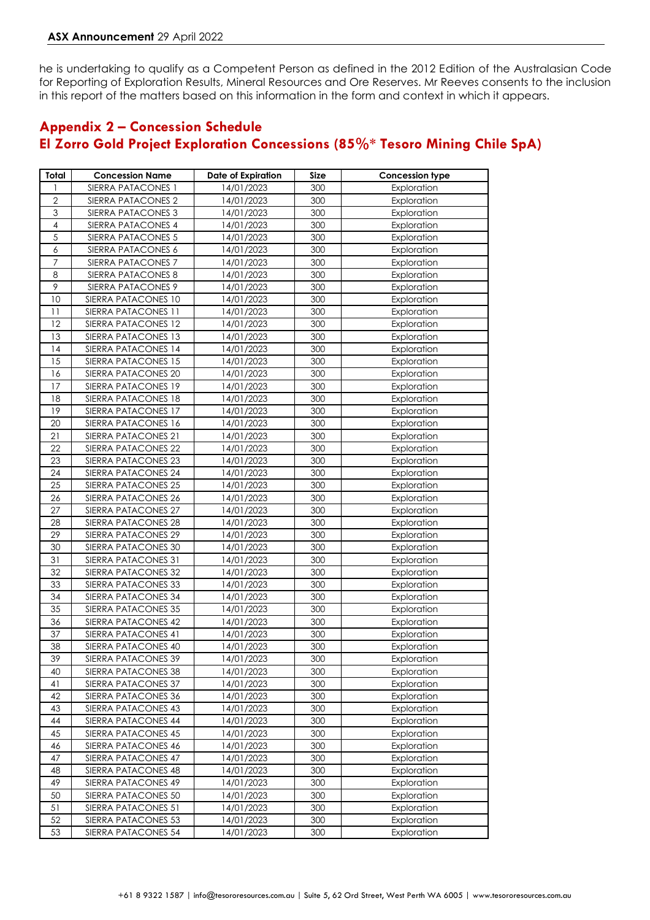he is undertaking to qualify as a Competent Person as defined in the 2012 Edition of the Australasian Code for Reporting of Exploration Results, Mineral Resources and Ore Reserves. Mr Reeves consents to the inclusion in this report of the matters based on this information in the form and context in which it appears.

## Appendix 2 – Concession Schedule
## El Zorro Gold Project Exploration Concessions (85%* Tesoro Mining Chile SpA)

| Total | Concession Name | Date of Expiration | Size | Concession type |
|---|---|---|---|---|
| 1 | SIERRA PATACONES 1 | 14/01/2023 | 300 | Exploration |
| 2 | SIERRA PATACONES 2 | 14/01/2023 | 300 | Exploration |
| 3 | SIERRA PATACONES 3 | 14/01/2023 | 300 | Exploration |
| 4 | SIERRA PATACONES 4 | 14/01/2023 | 300 | Exploration |
| 5 | SIERRA PATACONES 5 | 14/01/2023 | 300 | Exploration |
| 6 | SIERRA PATACONES 6 | 14/01/2023 | 300 | Exploration |
| 7 | SIERRA PATACONES 7 | 14/01/2023 | 300 | Exploration |
| 8 | SIERRA PATACONES 8 | 14/01/2023 | 300 | Exploration |
| 9 | SIERRA PATACONES 9 | 14/01/2023 | 300 | Exploration |
| 10 | SIERRA PATACONES 10 | 14/01/2023 | 300 | Exploration |
| 11 | SIERRA PATACONES 11 | 14/01/2023 | 300 | Exploration |
| 12 | SIERRA PATACONES 12 | 14/01/2023 | 300 | Exploration |
| 13 | SIERRA PATACONES 13 | 14/01/2023 | 300 | Exploration |
| 14 | SIERRA PATACONES 14 | 14/01/2023 | 300 | Exploration |
| 15 | SIERRA PATACONES 15 | 14/01/2023 | 300 | Exploration |
| 16 | SIERRA PATACONES 20 | 14/01/2023 | 300 | Exploration |
| 17 | SIERRA PATACONES 19 | 14/01/2023 | 300 | Exploration |
| 18 | SIERRA PATACONES 18 | 14/01/2023 | 300 | Exploration |
| 19 | SIERRA PATACONES 17 | 14/01/2023 | 300 | Exploration |
| 20 | SIERRA PATACONES 16 | 14/01/2023 | 300 | Exploration |
| 21 | SIERRA PATACONES 21 | 14/01/2023 | 300 | Exploration |
| 22 | SIERRA PATACONES 22 | 14/01/2023 | 300 | Exploration |
| 23 | SIERRA PATACONES 23 | 14/01/2023 | 300 | Exploration |
| 24 | SIERRA PATACONES 24 | 14/01/2023 | 300 | Exploration |
| 25 | SIERRA PATACONES 25 | 14/01/2023 | 300 | Exploration |
| 26 | SIERRA PATACONES 26 | 14/01/2023 | 300 | Exploration |
| 27 | SIERRA PATACONES 27 | 14/01/2023 | 300 | Exploration |
| 28 | SIERRA PATACONES 28 | 14/01/2023 | 300 | Exploration |
| 29 | SIERRA PATACONES 29 | 14/01/2023 | 300 | Exploration |
| 30 | SIERRA PATACONES 30 | 14/01/2023 | 300 | Exploration |
| 31 | SIERRA PATACONES 31 | 14/01/2023 | 300 | Exploration |
| 32 | SIERRA PATACONES 32 | 14/01/2023 | 300 | Exploration |
| 33 | SIERRA PATACONES 33 | 14/01/2023 | 300 | Exploration |
| 34 | SIERRA PATACONES 34 | 14/01/2023 | 300 | Exploration |
| 35 | SIERRA PATACONES 35 | 14/01/2023 | 300 | Exploration |
| 36 | SIERRA PATACONES 42 | 14/01/2023 | 300 | Exploration |
| 37 | SIERRA PATACONES 41 | 14/01/2023 | 300 | Exploration |
| 38 | SIERRA PATACONES 40 | 14/01/2023 | 300 | Exploration |
| 39 | SIERRA PATACONES 39 | 14/01/2023 | 300 | Exploration |
| 40 | SIERRA PATACONES 38 | 14/01/2023 | 300 | Exploration |
| 41 | SIERRA PATACONES 37 | 14/01/2023 | 300 | Exploration |
| 42 | SIERRA PATACONES 36 | 14/01/2023 | 300 | Exploration |
| 43 | SIERRA PATACONES 43 | 14/01/2023 | 300 | Exploration |
| 44 | SIERRA PATACONES 44 | 14/01/2023 | 300 | Exploration |
| 45 | SIERRA PATACONES 45 | 14/01/2023 | 300 | Exploration |
| 46 | SIERRA PATACONES 46 | 14/01/2023 | 300 | Exploration |
| 47 | SIERRA PATACONES 47 | 14/01/2023 | 300 | Exploration |
| 48 | SIERRA PATACONES 48 | 14/01/2023 | 300 | Exploration |
| 49 | SIERRA PATACONES 49 | 14/01/2023 | 300 | Exploration |
| 50 | SIERRA PATACONES 50 | 14/01/2023 | 300 | Exploration |
| 51 | SIERRA PATACONES 51 | 14/01/2023 | 300 | Exploration |
| 52 | SIERRA PATACONES 53 | 14/01/2023 | 300 | Exploration |
| 53 | SIERRA PATACONES 54 | 14/01/2023 | 300 | Exploration |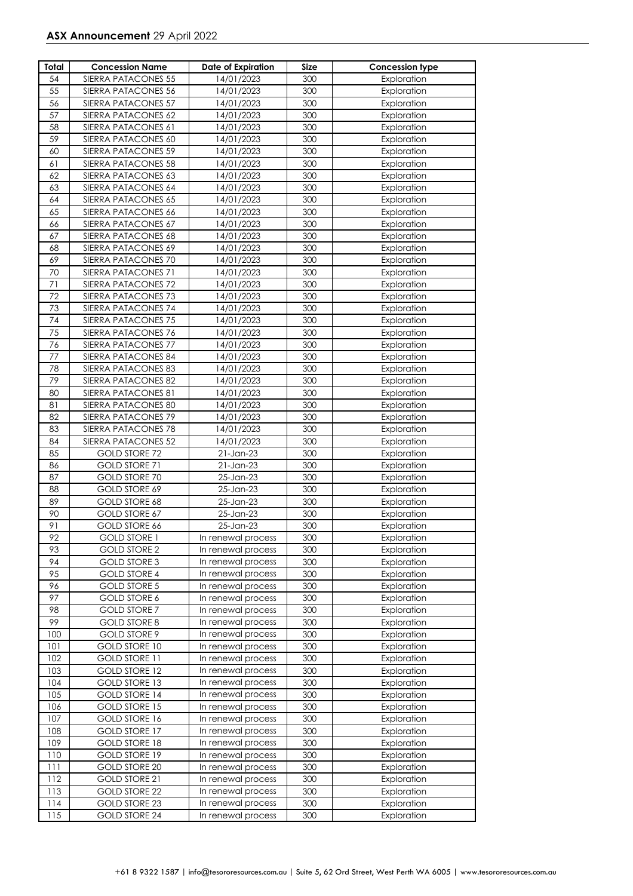| Total | Concession Name | Date of Expiration | Size | Concession type |
|---|---|---|---|---|
| 54 | SIERRA PATACONES 55 | 14/01/2023 | 300 | Exploration |
| 55 | SIERRA PATACONES 56 | 14/01/2023 | 300 | Exploration |
| 56 | SIERRA PATACONES 57 | 14/01/2023 | 300 | Exploration |
| 57 | SIERRA PATACONES 62 | 14/01/2023 | 300 | Exploration |
| 58 | SIERRA PATACONES 61 | 14/01/2023 | 300 | Exploration |
| 59 | SIERRA PATACONES 60 | 14/01/2023 | 300 | Exploration |
| 60 | SIERRA PATACONES 59 | 14/01/2023 | 300 | Exploration |
| 61 | SIERRA PATACONES 58 | 14/01/2023 | 300 | Exploration |
| 62 | SIERRA PATACONES 63 | 14/01/2023 | 300 | Exploration |
| 63 | SIERRA PATACONES 64 | 14/01/2023 | 300 | Exploration |
| 64 | SIERRA PATACONES 65 | 14/01/2023 | 300 | Exploration |
| 65 | SIERRA PATACONES 66 | 14/01/2023 | 300 | Exploration |
| 66 | SIERRA PATACONES 67 | 14/01/2023 | 300 | Exploration |
| 67 | SIERRA PATACONES 68 | 14/01/2023 | 300 | Exploration |
| 68 | SIERRA PATACONES 69 | 14/01/2023 | 300 | Exploration |
| 69 | SIERRA PATACONES 70 | 14/01/2023 | 300 | Exploration |
| 70 | SIERRA PATACONES 71 | 14/01/2023 | 300 | Exploration |
| 71 | SIERRA PATACONES 72 | 14/01/2023 | 300 | Exploration |
| 72 | SIERRA PATACONES 73 | 14/01/2023 | 300 | Exploration |
| 73 | SIERRA PATACONES 74 | 14/01/2023 | 300 | Exploration |
| 74 | SIERRA PATACONES 75 | 14/01/2023 | 300 | Exploration |
| 75 | SIERRA PATACONES 76 | 14/01/2023 | 300 | Exploration |
| 76 | SIERRA PATACONES 77 | 14/01/2023 | 300 | Exploration |
| 77 | SIERRA PATACONES 84 | 14/01/2023 | 300 | Exploration |
| 78 | SIERRA PATACONES 83 | 14/01/2023 | 300 | Exploration |
| 79 | SIERRA PATACONES 82 | 14/01/2023 | 300 | Exploration |
| 80 | SIERRA PATACONES 81 | 14/01/2023 | 300 | Exploration |
| 81 | SIERRA PATACONES 80 | 14/01/2023 | 300 | Exploration |
| 82 | SIERRA PATACONES 79 | 14/01/2023 | 300 | Exploration |
| 83 | SIERRA PATACONES 78 | 14/01/2023 | 300 | Exploration |
| 84 | SIERRA PATACONES 52 | 14/01/2023 | 300 | Exploration |
| 85 | GOLD STORE 72 | 21-Jan-23 | 300 | Exploration |
| 86 | GOLD STORE 71 | 21-Jan-23 | 300 | Exploration |
| 87 | GOLD STORE 70 | 25-Jan-23 | 300 | Exploration |
| 88 | GOLD STORE 69 | 25-Jan-23 | 300 | Exploration |
| 89 | GOLD STORE 68 | 25-Jan-23 | 300 | Exploration |
| 90 | GOLD STORE 67 | 25-Jan-23 | 300 | Exploration |
| 91 | GOLD STORE 66 | 25-Jan-23 | 300 | Exploration |
| 92 | GOLD STORE 1 | In renewal process | 300 | Exploration |
| 93 | GOLD STORE 2 | In renewal process | 300 | Exploration |
| 94 | GOLD STORE 3 | In renewal process | 300 | Exploration |
| 95 | GOLD STORE 4 | In renewal process | 300 | Exploration |
| 96 | GOLD STORE 5 | In renewal process | 300 | Exploration |
| 97 | GOLD STORE 6 | In renewal process | 300 | Exploration |
| 98 | GOLD STORE 7 | In renewal process | 300 | Exploration |
| 99 | GOLD STORE 8 | In renewal process | 300 | Exploration |
| 100 | GOLD STORE 9 | In renewal process | 300 | Exploration |
| 101 | GOLD STORE 10 | In renewal process | 300 | Exploration |
| 102 | GOLD STORE 11 | In renewal process | 300 | Exploration |
| 103 | GOLD STORE 12 | In renewal process | 300 | Exploration |
| 104 | GOLD STORE 13 | In renewal process | 300 | Exploration |
| 105 | GOLD STORE 14 | In renewal process | 300 | Exploration |
| 106 | GOLD STORE 15 | In renewal process | 300 | Exploration |
| 107 | GOLD STORE 16 | In renewal process | 300 | Exploration |
| 108 | GOLD STORE 17 | In renewal process | 300 | Exploration |
| 109 | GOLD STORE 18 | In renewal process | 300 | Exploration |
| 110 | GOLD STORE 19 | In renewal process | 300 | Exploration |
| 111 | GOLD STORE 20 | In renewal process | 300 | Exploration |
| 112 | GOLD STORE 21 | In renewal process | 300 | Exploration |
| 113 | GOLD STORE 22 | In renewal process | 300 | Exploration |
| 114 | GOLD STORE 23 | In renewal process | 300 | Exploration |
| 115 | GOLD STORE 24 | In renewal process | 300 | Exploration |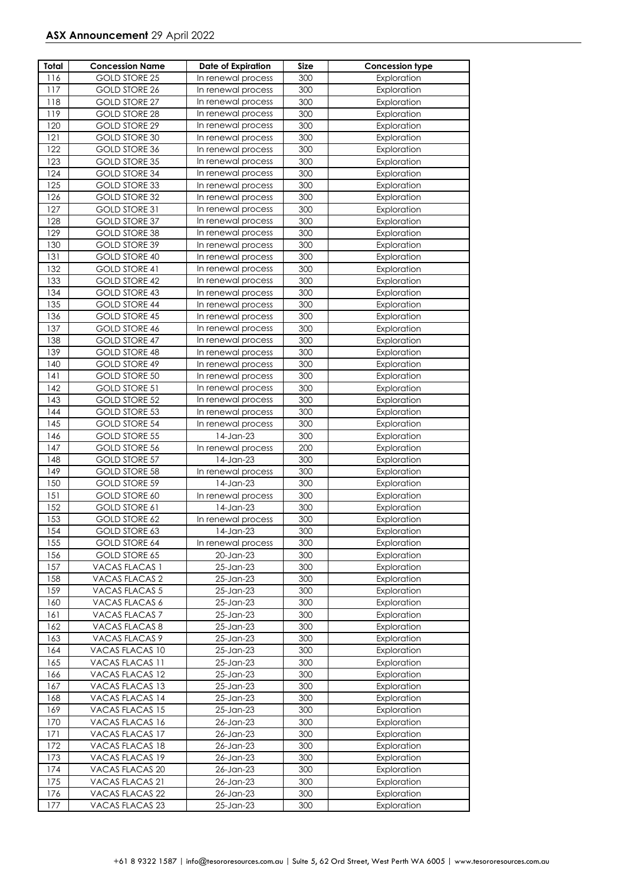| Total | Concession Name | Date of Expiration | Size | Concession type |
|---|---|---|---|---|
| 116 | GOLD STORE 25 | In renewal process | 300 | Exploration |
| 117 | GOLD STORE 26 | In renewal process | 300 | Exploration |
| 118 | GOLD STORE 27 | In renewal process | 300 | Exploration |
| 119 | GOLD STORE 28 | In renewal process | 300 | Exploration |
| 120 | GOLD STORE 29 | In renewal process | 300 | Exploration |
| 121 | GOLD STORE 30 | In renewal process | 300 | Exploration |
| 122 | GOLD STORE 36 | In renewal process | 300 | Exploration |
| 123 | GOLD STORE 35 | In renewal process | 300 | Exploration |
| 124 | GOLD STORE 34 | In renewal process | 300 | Exploration |
| 125 | GOLD STORE 33 | In renewal process | 300 | Exploration |
| 126 | GOLD STORE 32 | In renewal process | 300 | Exploration |
| 127 | GOLD STORE 31 | In renewal process | 300 | Exploration |
| 128 | GOLD STORE 37 | In renewal process | 300 | Exploration |
| 129 | GOLD STORE 38 | In renewal process | 300 | Exploration |
| 130 | GOLD STORE 39 | In renewal process | 300 | Exploration |
| 131 | GOLD STORE 40 | In renewal process | 300 | Exploration |
| 132 | GOLD STORE 41 | In renewal process | 300 | Exploration |
| 133 | GOLD STORE 42 | In renewal process | 300 | Exploration |
| 134 | GOLD STORE 43 | In renewal process | 300 | Exploration |
| 135 | GOLD STORE 44 | In renewal process | 300 | Exploration |
| 136 | GOLD STORE 45 | In renewal process | 300 | Exploration |
| 137 | GOLD STORE 46 | In renewal process | 300 | Exploration |
| 138 | GOLD STORE 47 | In renewal process | 300 | Exploration |
| 139 | GOLD STORE 48 | In renewal process | 300 | Exploration |
| 140 | GOLD STORE 49 | In renewal process | 300 | Exploration |
| 141 | GOLD STORE 50 | In renewal process | 300 | Exploration |
| 142 | GOLD STORE 51 | In renewal process | 300 | Exploration |
| 143 | GOLD STORE 52 | In renewal process | 300 | Exploration |
| 144 | GOLD STORE 53 | In renewal process | 300 | Exploration |
| 145 | GOLD STORE 54 | In renewal process | 300 | Exploration |
| 146 | GOLD STORE 55 | 14-Jan-23 | 300 | Exploration |
| 147 | GOLD STORE 56 | In renewal process | 200 | Exploration |
| 148 | GOLD STORE 57 | 14-Jan-23 | 300 | Exploration |
| 149 | GOLD STORE 58 | In renewal process | 300 | Exploration |
| 150 | GOLD STORE 59 | 14-Jan-23 | 300 | Exploration |
| 151 | GOLD STORE 60 | In renewal process | 300 | Exploration |
| 152 | GOLD STORE 61 | 14-Jan-23 | 300 | Exploration |
| 153 | GOLD STORE 62 | In renewal process | 300 | Exploration |
| 154 | GOLD STORE 63 | 14-Jan-23 | 300 | Exploration |
| 155 | GOLD STORE 64 | In renewal process | 300 | Exploration |
| 156 | GOLD STORE 65 | 20-Jan-23 | 300 | Exploration |
| 157 | VACAS FLACAS 1 | 25-Jan-23 | 300 | Exploration |
| 158 | VACAS FLACAS 2 | 25-Jan-23 | 300 | Exploration |
| 159 | VACAS FLACAS 5 | 25-Jan-23 | 300 | Exploration |
| 160 | VACAS FLACAS 6 | 25-Jan-23 | 300 | Exploration |
| 161 | VACAS FLACAS 7 | 25-Jan-23 | 300 | Exploration |
| 162 | VACAS FLACAS 8 | 25-Jan-23 | 300 | Exploration |
| 163 | VACAS FLACAS 9 | 25-Jan-23 | 300 | Exploration |
| 164 | VACAS FLACAS 10 | 25-Jan-23 | 300 | Exploration |
| 165 | VACAS FLACAS 11 | 25-Jan-23 | 300 | Exploration |
| 166 | VACAS FLACAS 12 | 25-Jan-23 | 300 | Exploration |
| 167 | VACAS FLACAS 13 | 25-Jan-23 | 300 | Exploration |
| 168 | VACAS FLACAS 14 | 25-Jan-23 | 300 | Exploration |
| 169 | VACAS FLACAS 15 | 25-Jan-23 | 300 | Exploration |
| 170 | VACAS FLACAS 16 | 26-Jan-23 | 300 | Exploration |
| 171 | VACAS FLACAS 17 | 26-Jan-23 | 300 | Exploration |
| 172 | VACAS FLACAS 18 | 26-Jan-23 | 300 | Exploration |
| 173 | VACAS FLACAS 19 | 26-Jan-23 | 300 | Exploration |
| 174 | VACAS FLACAS 20 | 26-Jan-23 | 300 | Exploration |
| 175 | VACAS FLACAS 21 | 26-Jan-23 | 300 | Exploration |
| 176 | VACAS FLACAS 22 | 26-Jan-23 | 300 | Exploration |
| 177 | VACAS FLACAS 23 | 25-Jan-23 | 300 | Exploration |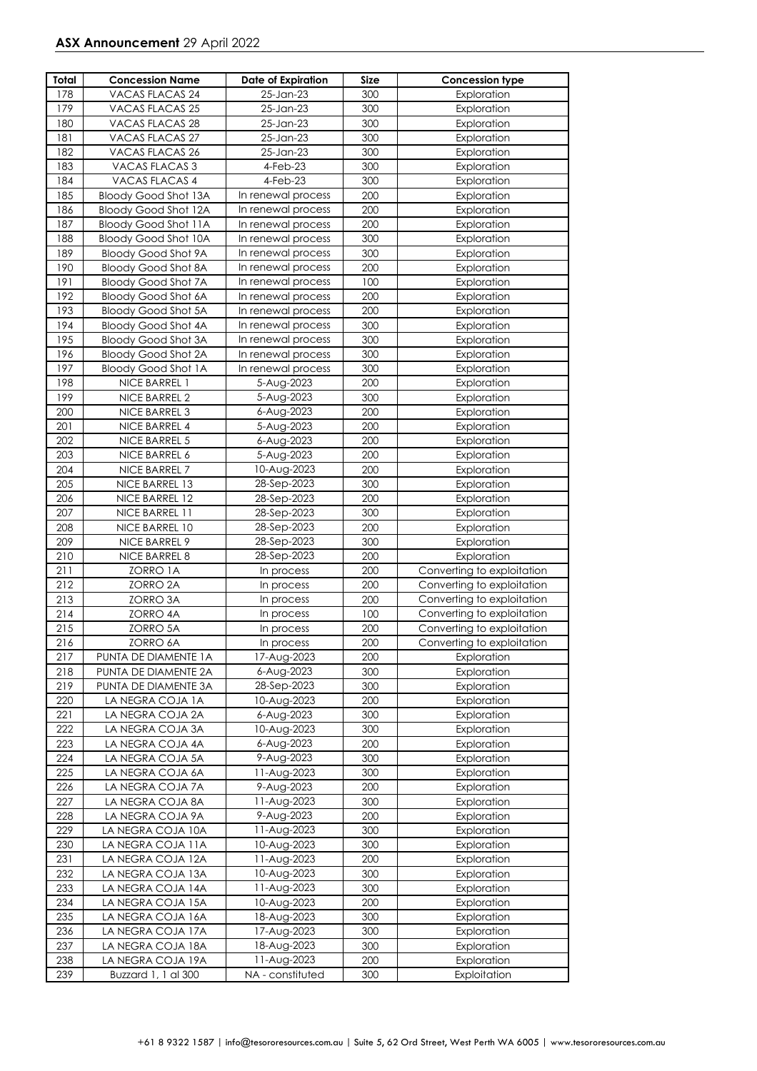| Total | Concession Name | Date of Expiration | Size | Concession type |
|---|---|---|---|---|
| 178 | VACAS FLACAS 24 | 25-Jan-23 | 300 | Exploration |
| 179 | VACAS FLACAS 25 | 25-Jan-23 | 300 | Exploration |
| 180 | VACAS FLACAS 28 | 25-Jan-23 | 300 | Exploration |
| 181 | VACAS FLACAS 27 | 25-Jan-23 | 300 | Exploration |
| 182 | VACAS FLACAS 26 | 25-Jan-23 | 300 | Exploration |
| 183 | VACAS FLACAS 3 | 4-Feb-23 | 300 | Exploration |
| 184 | VACAS FLACAS 4 | 4-Feb-23 | 300 | Exploration |
| 185 | Bloody Good Shot 13A | In renewal process | 200 | Exploration |
| 186 | Bloody Good Shot 12A | In renewal process | 200 | Exploration |
| 187 | Bloody Good Shot 11A | In renewal process | 200 | Exploration |
| 188 | Bloody Good Shot 10A | In renewal process | 300 | Exploration |
| 189 | Bloody Good Shot 9A | In renewal process | 300 | Exploration |
| 190 | Bloody Good Shot 8A | In renewal process | 200 | Exploration |
| 191 | Bloody Good Shot 7A | In renewal process | 100 | Exploration |
| 192 | Bloody Good Shot 6A | In renewal process | 200 | Exploration |
| 193 | Bloody Good Shot 5A | In renewal process | 200 | Exploration |
| 194 | Bloody Good Shot 4A | In renewal process | 300 | Exploration |
| 195 | Bloody Good Shot 3A | In renewal process | 300 | Exploration |
| 196 | Bloody Good Shot 2A | In renewal process | 300 | Exploration |
| 197 | Bloody Good Shot 1A | In renewal process | 300 | Exploration |
| 198 | NICE BARREL 1 | 5-Aug-2023 | 200 | Exploration |
| 199 | NICE BARREL 2 | 5-Aug-2023 | 300 | Exploration |
| 200 | NICE BARREL 3 | 6-Aug-2023 | 200 | Exploration |
| 201 | NICE BARREL 4 | 5-Aug-2023 | 200 | Exploration |
| 202 | NICE BARREL 5 | 6-Aug-2023 | 200 | Exploration |
| 203 | NICE BARREL 6 | 5-Aug-2023 | 200 | Exploration |
| 204 | NICE BARREL 7 | 10-Aug-2023 | 200 | Exploration |
| 205 | NICE BARREL 13 | 28-Sep-2023 | 300 | Exploration |
| 206 | NICE BARREL 12 | 28-Sep-2023 | 200 | Exploration |
| 207 | NICE BARREL 11 | 28-Sep-2023 | 300 | Exploration |
| 208 | NICE BARREL 10 | 28-Sep-2023 | 200 | Exploration |
| 209 | NICE BARREL 9 | 28-Sep-2023 | 300 | Exploration |
| 210 | NICE BARREL 8 | 28-Sep-2023 | 200 | Exploration |
| 211 | ZORRO 1A | In process | 200 | Converting to exploitation |
| 212 | ZORRO 2A | In process | 200 | Converting to exploitation |
| 213 | ZORRO 3A | In process | 200 | Converting to exploitation |
| 214 | ZORRO 4A | In process | 100 | Converting to exploitation |
| 215 | ZORRO 5A | In process | 200 | Converting to exploitation |
| 216 | ZORRO 6A | In process | 200 | Converting to exploitation |
| 217 | PUNTA DE DIAMENTE 1A | 17-Aug-2023 | 200 | Exploration |
| 218 | PUNTA DE DIAMENTE 2A | 6-Aug-2023 | 300 | Exploration |
| 219 | PUNTA DE DIAMENTE 3A | 28-Sep-2023 | 300 | Exploration |
| 220 | LA NEGRA COJA 1A | 10-Aug-2023 | 200 | Exploration |
| 221 | LA NEGRA COJA 2A | 6-Aug-2023 | 300 | Exploration |
| 222 | LA NEGRA COJA 3A | 10-Aug-2023 | 300 | Exploration |
| 223 | LA NEGRA COJA 4A | 6-Aug-2023 | 200 | Exploration |
| 224 | LA NEGRA COJA 5A | 9-Aug-2023 | 300 | Exploration |
| 225 | LA NEGRA COJA 6A | 11-Aug-2023 | 300 | Exploration |
| 226 | LA NEGRA COJA 7A | 9-Aug-2023 | 200 | Exploration |
| 227 | LA NEGRA COJA 8A | 11-Aug-2023 | 300 | Exploration |
| 228 | LA NEGRA COJA 9A | 9-Aug-2023 | 200 | Exploration |
| 229 | LA NEGRA COJA 10A | 11-Aug-2023 | 300 | Exploration |
| 230 | LA NEGRA COJA 11A | 10-Aug-2023 | 300 | Exploration |
| 231 | LA NEGRA COJA 12A | 11-Aug-2023 | 200 | Exploration |
| 232 | LA NEGRA COJA 13A | 10-Aug-2023 | 300 | Exploration |
| 233 | LA NEGRA COJA 14A | 11-Aug-2023 | 300 | Exploration |
| 234 | LA NEGRA COJA 15A | 10-Aug-2023 | 200 | Exploration |
| 235 | LA NEGRA COJA 16A | 18-Aug-2023 | 300 | Exploration |
| 236 | LA NEGRA COJA 17A | 17-Aug-2023 | 300 | Exploration |
| 237 | LA NEGRA COJA 18A | 18-Aug-2023 | 300 | Exploration |
| 238 | LA NEGRA COJA 19A | 11-Aug-2023 | 200 | Exploration |
| 239 | Buzzard 1, 1 al 300 | NA - constituted | 300 | Exploitation |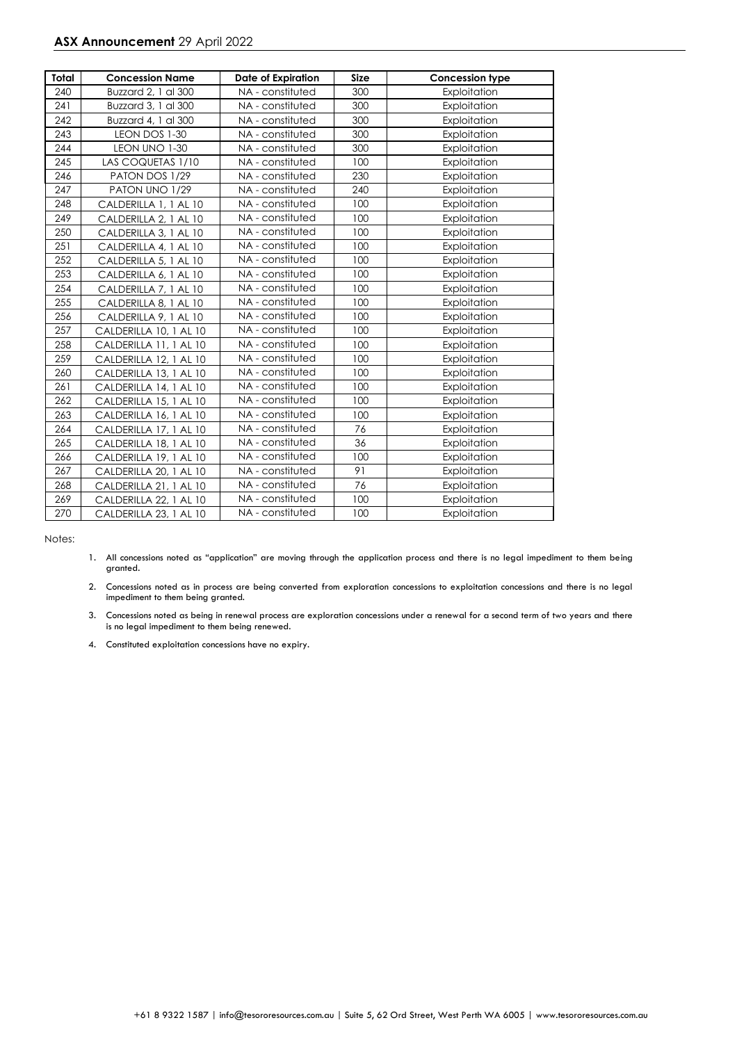| Total | Concession Name | Date of Expiration | Size | Concession type |
|---|---|---|---|---|
| 240 | Buzzard 2, 1 al 300 | NA - constituted | 300 | Exploitation |
| 241 | Buzzard 3, 1 al 300 | NA - constituted | 300 | Exploitation |
| 242 | Buzzard 4, 1 al 300 | NA - constituted | 300 | Exploitation |
| 243 | LEON DOS 1-30 | NA - constituted | 300 | Exploitation |
| 244 | LEON UNO 1-30 | NA - constituted | 300 | Exploitation |
| 245 | LAS COQUETAS 1/10 | NA - constituted | 100 | Exploitation |
| 246 | PATON DOS 1/29 | NA - constituted | 230 | Exploitation |
| 247 | PATON UNO 1/29 | NA - constituted | 240 | Exploitation |
| 248 | CALDERILLA 1, 1 AL 10 | NA - constituted | 100 | Exploitation |
| 249 | CALDERILLA 2, 1 AL 10 | NA - constituted | 100 | Exploitation |
| 250 | CALDERILLA 3, 1 AL 10 | NA - constituted | 100 | Exploitation |
| 251 | CALDERILLA 4, 1 AL 10 | NA - constituted | 100 | Exploitation |
| 252 | CALDERILLA 5, 1 AL 10 | NA - constituted | 100 | Exploitation |
| 253 | CALDERILLA 6, 1 AL 10 | NA - constituted | 100 | Exploitation |
| 254 | CALDERILLA 7, 1 AL 10 | NA - constituted | 100 | Exploitation |
| 255 | CALDERILLA 8, 1 AL 10 | NA - constituted | 100 | Exploitation |
| 256 | CALDERILLA 9, 1 AL 10 | NA - constituted | 100 | Exploitation |
| 257 | CALDERILLA 10, 1 AL 10 | NA - constituted | 100 | Exploitation |
| 258 | CALDERILLA 11, 1 AL 10 | NA - constituted | 100 | Exploitation |
| 259 | CALDERILLA 12, 1 AL 10 | NA - constituted | 100 | Exploitation |
| 260 | CALDERILLA 13, 1 AL 10 | NA - constituted | 100 | Exploitation |
| 261 | CALDERILLA 14, 1 AL 10 | NA - constituted | 100 | Exploitation |
| 262 | CALDERILLA 15, 1 AL 10 | NA - constituted | 100 | Exploitation |
| 263 | CALDERILLA 16, 1 AL 10 | NA - constituted | 100 | Exploitation |
| 264 | CALDERILLA 17, 1 AL 10 | NA - constituted | 76 | Exploitation |
| 265 | CALDERILLA 18, 1 AL 10 | NA - constituted | 36 | Exploitation |
| 266 | CALDERILLA 19, 1 AL 10 | NA - constituted | 100 | Exploitation |
| 267 | CALDERILLA 20, 1 AL 10 | NA - constituted | 91 | Exploitation |
| 268 | CALDERILLA 21, 1 AL 10 | NA - constituted | 76 | Exploitation |
| 269 | CALDERILLA 22, 1 AL 10 | NA - constituted | 100 | Exploitation |
| 270 | CALDERILLA 23, 1 AL 10 | NA - constituted | 100 | Exploitation |

Notes:

1. All concessions noted as "application" are moving through the application process and there is no legal impediment to them being granted.
2. Concessions noted as in process are being converted from exploration concessions to exploitation concessions and there is no legal impediment to them being granted.
3. Concessions noted as being in renewal process are exploration concessions under a renewal for a second term of two years and there is no legal impediment to them being renewed.
4. Constituted exploitation concessions have no expiry.